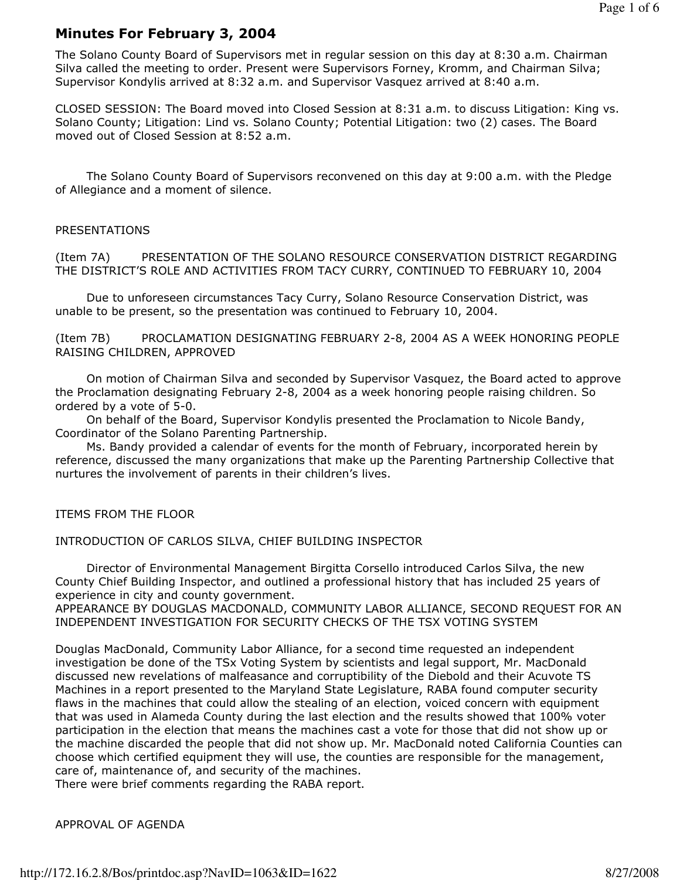# Minutes For February 3, 2004

The Solano County Board of Supervisors met in regular session on this day at 8:30 a.m. Chairman Silva called the meeting to order. Present were Supervisors Forney, Kromm, and Chairman Silva; Supervisor Kondylis arrived at 8:32 a.m. and Supervisor Vasquez arrived at 8:40 a.m.

CLOSED SESSION: The Board moved into Closed Session at 8:31 a.m. to discuss Litigation: King vs. Solano County; Litigation: Lind vs. Solano County; Potential Litigation: two (2) cases. The Board moved out of Closed Session at 8:52 a.m.

The Solano County Board of Supervisors reconvened on this day at 9:00 a.m. with the Pledge of Allegiance and a moment of silence.

PRESENTATIONS

(Item 7A) PRESENTATION OF THE SOLANO RESOURCE CONSERVATION DISTRICT REGARDING THE DISTRICT'S ROLE AND ACTIVITIES FROM TACY CURRY, CONTINUED TO FEBRUARY 10, 2004

Due to unforeseen circumstances Tacy Curry, Solano Resource Conservation District, was unable to be present, so the presentation was continued to February 10, 2004.

(Item 7B) PROCLAMATION DESIGNATING FEBRUARY 2-8, 2004 AS A WEEK HONORING PEOPLE RAISING CHILDREN, APPROVED

On motion of Chairman Silva and seconded by Supervisor Vasquez, the Board acted to approve the Proclamation designating February 2-8, 2004 as a week honoring people raising children. So ordered by a vote of 5-0.

On behalf of the Board, Supervisor Kondylis presented the Proclamation to Nicole Bandy, Coordinator of the Solano Parenting Partnership.

Ms. Bandy provided a calendar of events for the month of February, incorporated herein by reference, discussed the many organizations that make up the Parenting Partnership Collective that nurtures the involvement of parents in their children's lives.

ITEMS FROM THE FLOOR

INTRODUCTION OF CARLOS SILVA, CHIEF BUILDING INSPECTOR

Director of Environmental Management Birgitta Corsello introduced Carlos Silva, the new County Chief Building Inspector, and outlined a professional history that has included 25 years of experience in city and county government.

APPEARANCE BY DOUGLAS MACDONALD, COMMUNITY LABOR ALLIANCE, SECOND REQUEST FOR AN INDEPENDENT INVESTIGATION FOR SECURITY CHECKS OF THE TSX VOTING SYSTEM

Douglas MacDonald, Community Labor Alliance, for a second time requested an independent investigation be done of the TSx Voting System by scientists and legal support, Mr. MacDonald discussed new revelations of malfeasance and corruptibility of the Diebold and their Acuvote TS Machines in a report presented to the Maryland State Legislature, RABA found computer security flaws in the machines that could allow the stealing of an election, voiced concern with equipment that was used in Alameda County during the last election and the results showed that 100% voter participation in the election that means the machines cast a vote for those that did not show up or the machine discarded the people that did not show up. Mr. MacDonald noted California Counties can choose which certified equipment they will use, the counties are responsible for the management, care of, maintenance of, and security of the machines.

There were brief comments regarding the RABA report.

APPROVAL OF AGENDA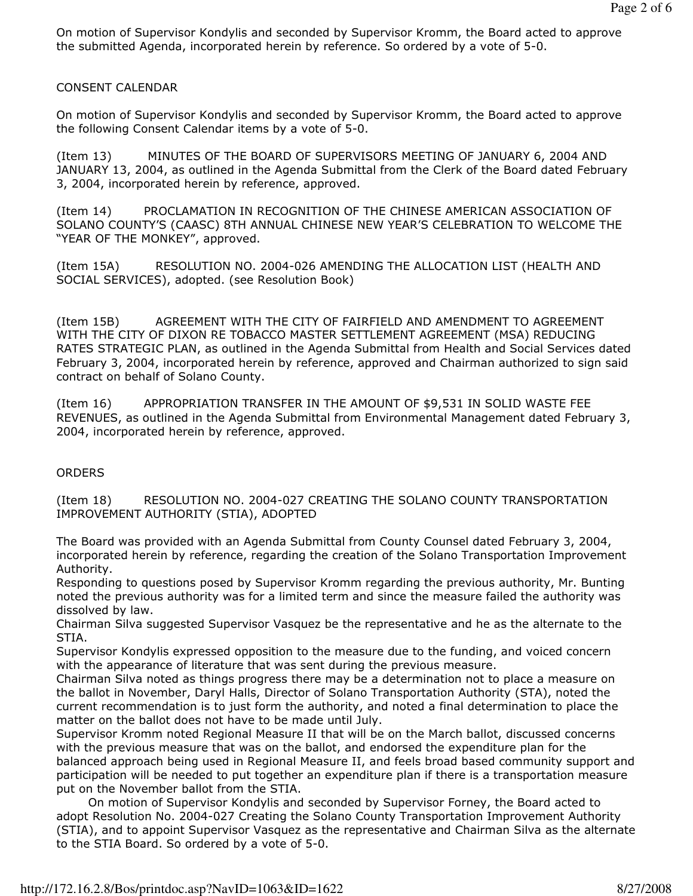On motion of Supervisor Kondylis and seconded by Supervisor Kromm, the Board acted to approve the submitted Agenda, incorporated herein by reference. So ordered by a vote of 5-0.

CONSENT CALENDAR

On motion of Supervisor Kondylis and seconded by Supervisor Kromm, the Board acted to approve the following Consent Calendar items by a vote of 5-0.

(Item 13) MINUTES OF THE BOARD OF SUPERVISORS MEETING OF JANUARY 6, 2004 AND JANUARY 13, 2004, as outlined in the Agenda Submittal from the Clerk of the Board dated February 3, 2004, incorporated herein by reference, approved.

(Item 14) PROCLAMATION IN RECOGNITION OF THE CHINESE AMERICAN ASSOCIATION OF SOLANO COUNTY'S (CAASC) 8TH ANNUAL CHINESE NEW YEAR'S CELEBRATION TO WELCOME THE "YEAR OF THE MONKEY", approved.

(Item 15A) RESOLUTION NO. 2004-026 AMENDING THE ALLOCATION LIST (HEALTH AND SOCIAL SERVICES), adopted. (see Resolution Book)

(Item 15B) AGREEMENT WITH THE CITY OF FAIRFIELD AND AMENDMENT TO AGREEMENT WITH THE CITY OF DIXON RE TOBACCO MASTER SETTLEMENT AGREEMENT (MSA) REDUCING RATES STRATEGIC PLAN, as outlined in the Agenda Submittal from Health and Social Services dated February 3, 2004, incorporated herein by reference, approved and Chairman authorized to sign said contract on behalf of Solano County.

(Item 16) APPROPRIATION TRANSFER IN THE AMOUNT OF $9,531 IN SOLID WASTE FEE REVENUES, as outlined in the Agenda Submittal from Environmental Management dated February 3, 2004, incorporated herein by reference, approved.

ORDERS

(Item 18) RESOLUTION NO. 2004-027 CREATING THE SOLANO COUNTY TRANSPORTATION IMPROVEMENT AUTHORITY (STIA), ADOPTED

The Board was provided with an Agenda Submittal from County Counsel dated February 3, 2004, incorporated herein by reference, regarding the creation of the Solano Transportation Improvement Authority.

Responding to questions posed by Supervisor Kromm regarding the previous authority, Mr. Bunting noted the previous authority was for a limited term and since the measure failed the authority was dissolved by law.

Chairman Silva suggested Supervisor Vasquez be the representative and he as the alternate to the STIA.

Supervisor Kondylis expressed opposition to the measure due to the funding, and voiced concern with the appearance of literature that was sent during the previous measure.

Chairman Silva noted as things progress there may be a determination not to place a measure on the ballot in November, Daryl Halls, Director of Solano Transportation Authority (STA), noted the current recommendation is to just form the authority, and noted a final determination to place the matter on the ballot does not have to be made until July.

Supervisor Kromm noted Regional Measure II that will be on the March ballot, discussed concerns with the previous measure that was on the ballot, and endorsed the expenditure plan for the balanced approach being used in Regional Measure II, and feels broad based community support and participation will be needed to put together an expenditure plan if there is a transportation measure put on the November ballot from the STIA.

On motion of Supervisor Kondylis and seconded by Supervisor Forney, the Board acted to adopt Resolution No. 2004-027 Creating the Solano County Transportation Improvement Authority (STIA), and to appoint Supervisor Vasquez as the representative and Chairman Silva as the alternate to the STIA Board. So ordered by a vote of 5-0.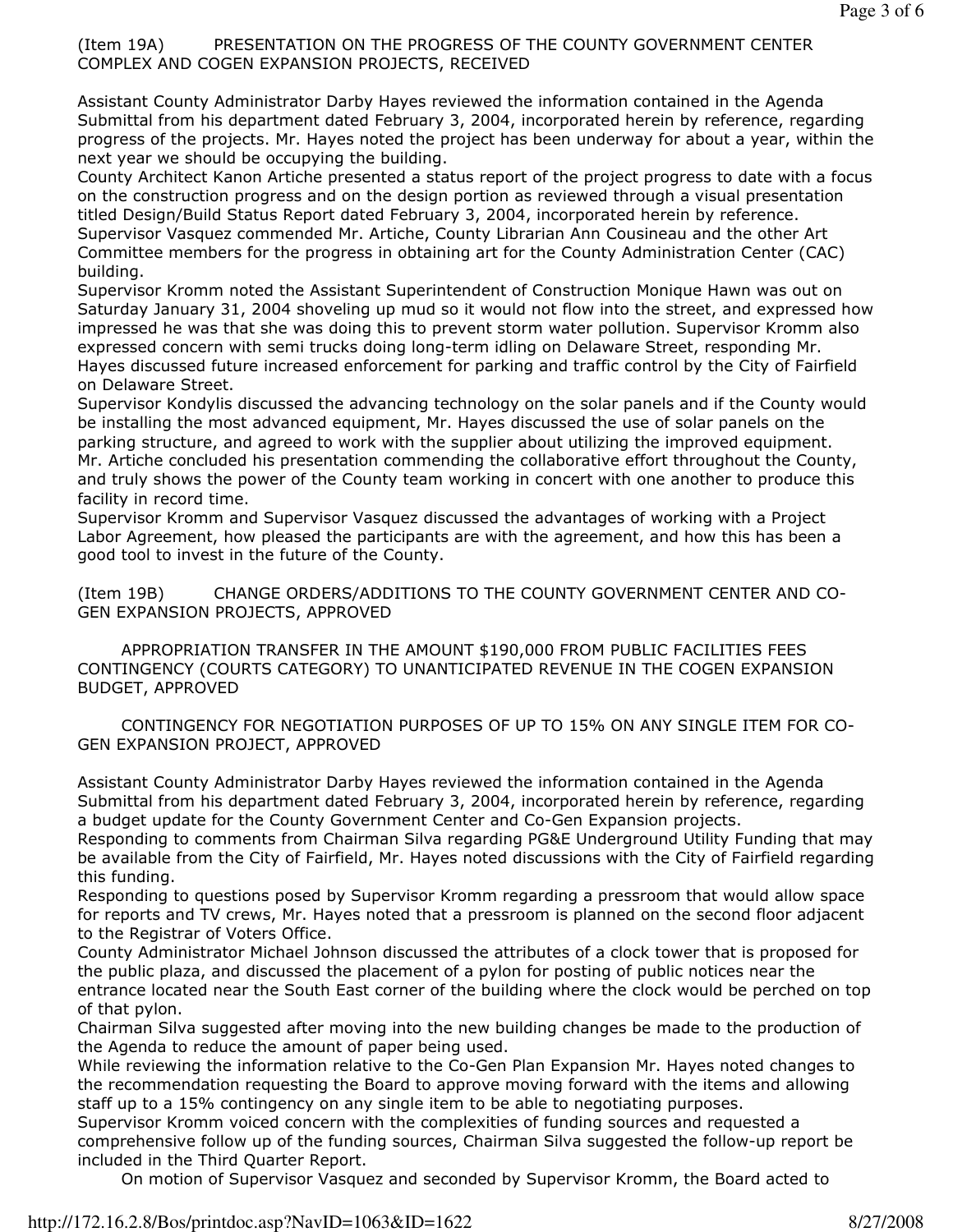(Item 19A) PRESENTATION ON THE PROGRESS OF THE COUNTY GOVERNMENT CENTER COMPLEX AND COGEN EXPANSION PROJECTS, RECEIVED

Assistant County Administrator Darby Hayes reviewed the information contained in the Agenda Submittal from his department dated February 3, 2004, incorporated herein by reference, regarding progress of the projects. Mr. Hayes noted the project has been underway for about a year, within the next year we should be occupying the building.

County Architect Kanon Artiche presented a status report of the project progress to date with a focus on the construction progress and on the design portion as reviewed through a visual presentation titled Design/Build Status Report dated February 3, 2004, incorporated herein by reference.

Supervisor Vasquez commended Mr. Artiche, County Librarian Ann Cousineau and the other Art Committee members for the progress in obtaining art for the County Administration Center (CAC) building.

Supervisor Kromm noted the Assistant Superintendent of Construction Monique Hawn was out on Saturday January 31, 2004 shoveling up mud so it would not flow into the street, and expressed how impressed he was that she was doing this to prevent storm water pollution. Supervisor Kromm also expressed concern with semi trucks doing long-term idling on Delaware Street, responding Mr. Hayes discussed future increased enforcement for parking and traffic control by the City of Fairfield on Delaware Street.

Supervisor Kondylis discussed the advancing technology on the solar panels and if the County would be installing the most advanced equipment, Mr. Hayes discussed the use of solar panels on the parking structure, and agreed to work with the supplier about utilizing the improved equipment.

Mr. Artiche concluded his presentation commending the collaborative effort throughout the County, and truly shows the power of the County team working in concert with one another to produce this facility in record time.

Supervisor Kromm and Supervisor Vasquez discussed the advantages of working with a Project Labor Agreement, how pleased the participants are with the agreement, and how this has been a good tool to invest in the future of the County.

(Item 19B) CHANGE ORDERS/ADDITIONS TO THE COUNTY GOVERNMENT CENTER AND CO-GEN EXPANSION PROJECTS, APPROVED

APPROPRIATION TRANSFER IN THE AMOUNT $190,000 FROM PUBLIC FACILITIES FEES CONTINGENCY (COURTS CATEGORY) TO UNANTICIPATED REVENUE IN THE COGEN EXPANSION BUDGET, APPROVED

CONTINGENCY FOR NEGOTIATION PURPOSES OF UP TO 15% ON ANY SINGLE ITEM FOR CO-GEN EXPANSION PROJECT, APPROVED

Assistant County Administrator Darby Hayes reviewed the information contained in the Agenda Submittal from his department dated February 3, 2004, incorporated herein by reference, regarding a budget update for the County Government Center and Co-Gen Expansion projects.

Responding to comments from Chairman Silva regarding PG&E Underground Utility Funding that may be available from the City of Fairfield, Mr. Hayes noted discussions with the City of Fairfield regarding this funding.

Responding to questions posed by Supervisor Kromm regarding a pressroom that would allow space for reports and TV crews, Mr. Hayes noted that a pressroom is planned on the second floor adjacent to the Registrar of Voters Office.

County Administrator Michael Johnson discussed the attributes of a clock tower that is proposed for the public plaza, and discussed the placement of a pylon for posting of public notices near the entrance located near the South East corner of the building where the clock would be perched on top of that pylon.

Chairman Silva suggested after moving into the new building changes be made to the production of the Agenda to reduce the amount of paper being used.

While reviewing the information relative to the Co-Gen Plan Expansion Mr. Hayes noted changes to the recommendation requesting the Board to approve moving forward with the items and allowing staff up to a 15% contingency on any single item to be able to negotiating purposes.

Supervisor Kromm voiced concern with the complexities of funding sources and requested a comprehensive follow up of the funding sources, Chairman Silva suggested the follow-up report be included in the Third Quarter Report.

On motion of Supervisor Vasquez and seconded by Supervisor Kromm, the Board acted to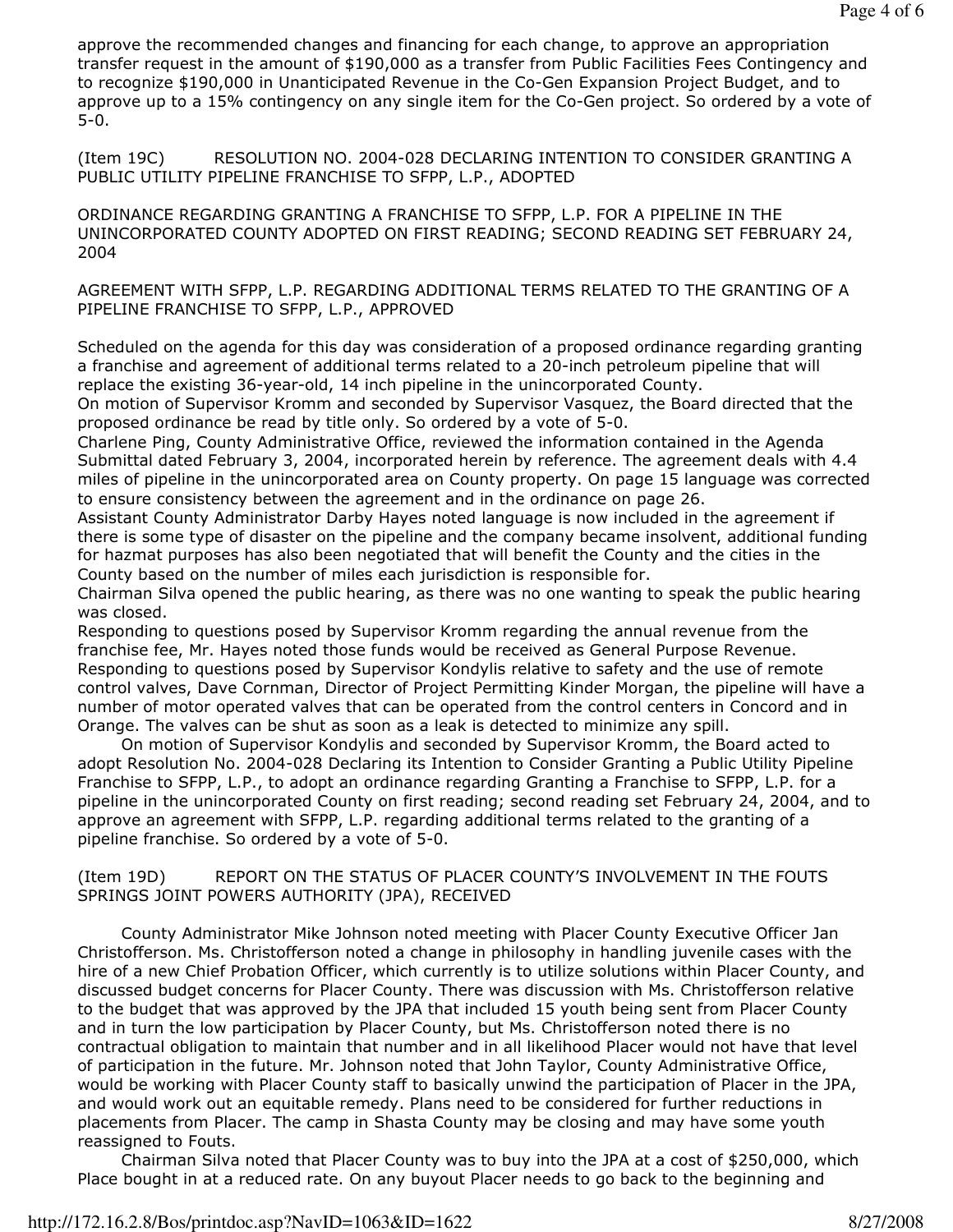approve the recommended changes and financing for each change, to approve an appropriation transfer request in the amount of $190,000 as a transfer from Public Facilities Fees Contingency and to recognize $190,000 in Unanticipated Revenue in the Co-Gen Expansion Project Budget, and to approve up to a 15% contingency on any single item for the Co-Gen project. So ordered by a vote of 5-0.

(Item 19C) RESOLUTION NO. 2004-028 DECLARING INTENTION TO CONSIDER GRANTING A PUBLIC UTILITY PIPELINE FRANCHISE TO SFPP, L.P., ADOPTED

ORDINANCE REGARDING GRANTING A FRANCHISE TO SFPP, L.P. FOR A PIPELINE IN THE UNINCORPORATED COUNTY ADOPTED ON FIRST READING; SECOND READING SET FEBRUARY 24, 2004

AGREEMENT WITH SFPP, L.P. REGARDING ADDITIONAL TERMS RELATED TO THE GRANTING OF A PIPELINE FRANCHISE TO SFPP, L.P., APPROVED

Scheduled on the agenda for this day was consideration of a proposed ordinance regarding granting a franchise and agreement of additional terms related to a 20-inch petroleum pipeline that will replace the existing 36-year-old, 14 inch pipeline in the unincorporated County.
On motion of Supervisor Kromm and seconded by Supervisor Vasquez, the Board directed that the proposed ordinance be read by title only. So ordered by a vote of 5-0.
Charlene Ping, County Administrative Office, reviewed the information contained in the Agenda Submittal dated February 3, 2004, incorporated herein by reference. The agreement deals with 4.4 miles of pipeline in the unincorporated area on County property. On page 15 language was corrected to ensure consistency between the agreement and in the ordinance on page 26.
Assistant County Administrator Darby Hayes noted language is now included in the agreement if there is some type of disaster on the pipeline and the company became insolvent, additional funding for hazmat purposes has also been negotiated that will benefit the County and the cities in the County based on the number of miles each jurisdiction is responsible for.
Chairman Silva opened the public hearing, as there was no one wanting to speak the public hearing was closed.
Responding to questions posed by Supervisor Kromm regarding the annual revenue from the franchise fee, Mr. Hayes noted those funds would be received as General Purpose Revenue.
Responding to questions posed by Supervisor Kondylis relative to safety and the use of remote control valves, Dave Cornman, Director of Project Permitting Kinder Morgan, the pipeline will have a number of motor operated valves that can be operated from the control centers in Concord and in Orange. The valves can be shut as soon as a leak is detected to minimize any spill.

On motion of Supervisor Kondylis and seconded by Supervisor Kromm, the Board acted to adopt Resolution No. 2004-028 Declaring its Intention to Consider Granting a Public Utility Pipeline Franchise to SFPP, L.P., to adopt an ordinance regarding Granting a Franchise to SFPP, L.P. for a pipeline in the unincorporated County on first reading; second reading set February 24, 2004, and to approve an agreement with SFPP, L.P. regarding additional terms related to the granting of a pipeline franchise. So ordered by a vote of 5-0.

(Item 19D) REPORT ON THE STATUS OF PLACER COUNTY'S INVOLVEMENT IN THE FOUTS SPRINGS JOINT POWERS AUTHORITY (JPA), RECEIVED

County Administrator Mike Johnson noted meeting with Placer County Executive Officer Jan Christofferson. Ms. Christofferson noted a change in philosophy in handling juvenile cases with the hire of a new Chief Probation Officer, which currently is to utilize solutions within Placer County, and discussed budget concerns for Placer County. There was discussion with Ms. Christofferson relative to the budget that was approved by the JPA that included 15 youth being sent from Placer County and in turn the low participation by Placer County, but Ms. Christofferson noted there is no contractual obligation to maintain that number and in all likelihood Placer would not have that level of participation in the future. Mr. Johnson noted that John Taylor, County Administrative Office, would be working with Placer County staff to basically unwind the participation of Placer in the JPA, and would work out an equitable remedy. Plans need to be considered for further reductions in placements from Placer. The camp in Shasta County may be closing and may have some youth reassigned to Fouts.

Chairman Silva noted that Placer County was to buy into the JPA at a cost of $250,000, which Place bought in at a reduced rate. On any buyout Placer needs to go back to the beginning and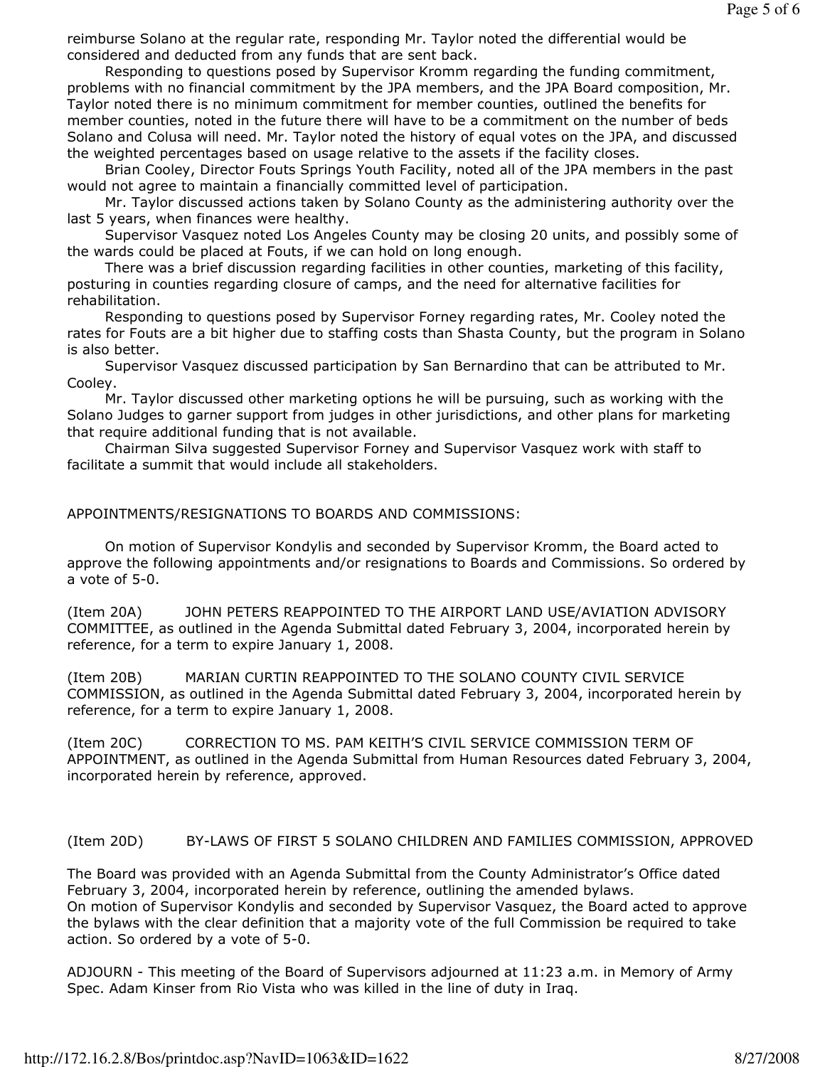reimburse Solano at the regular rate, responding Mr. Taylor noted the differential would be considered and deducted from any funds that are sent back.

Responding to questions posed by Supervisor Kromm regarding the funding commitment, problems with no financial commitment by the JPA members, and the JPA Board composition, Mr. Taylor noted there is no minimum commitment for member counties, outlined the benefits for member counties, noted in the future there will have to be a commitment on the number of beds Solano and Colusa will need. Mr. Taylor noted the history of equal votes on the JPA, and discussed the weighted percentages based on usage relative to the assets if the facility closes.

Brian Cooley, Director Fouts Springs Youth Facility, noted all of the JPA members in the past would not agree to maintain a financially committed level of participation.

Mr. Taylor discussed actions taken by Solano County as the administering authority over the last 5 years, when finances were healthy.

Supervisor Vasquez noted Los Angeles County may be closing 20 units, and possibly some of the wards could be placed at Fouts, if we can hold on long enough.

There was a brief discussion regarding facilities in other counties, marketing of this facility, posturing in counties regarding closure of camps, and the need for alternative facilities for rehabilitation.

Responding to questions posed by Supervisor Forney regarding rates, Mr. Cooley noted the rates for Fouts are a bit higher due to staffing costs than Shasta County, but the program in Solano is also better.

Supervisor Vasquez discussed participation by San Bernardino that can be attributed to Mr. Cooley.

Mr. Taylor discussed other marketing options he will be pursuing, such as working with the Solano Judges to garner support from judges in other jurisdictions, and other plans for marketing that require additional funding that is not available.

Chairman Silva suggested Supervisor Forney and Supervisor Vasquez work with staff to facilitate a summit that would include all stakeholders.

APPOINTMENTS/RESIGNATIONS TO BOARDS AND COMMISSIONS:

On motion of Supervisor Kondylis and seconded by Supervisor Kromm, the Board acted to approve the following appointments and/or resignations to Boards and Commissions. So ordered by a vote of 5-0.

(Item 20A) JOHN PETERS REAPPOINTED TO THE AIRPORT LAND USE/AVIATION ADVISORY COMMITTEE, as outlined in the Agenda Submittal dated February 3, 2004, incorporated herein by reference, for a term to expire January 1, 2008.

(Item 20B) MARIAN CURTIN REAPPOINTED TO THE SOLANO COUNTY CIVIL SERVICE COMMISSION, as outlined in the Agenda Submittal dated February 3, 2004, incorporated herein by reference, for a term to expire January 1, 2008.

(Item 20C) CORRECTION TO MS. PAM KEITH'S CIVIL SERVICE COMMISSION TERM OF APPOINTMENT, as outlined in the Agenda Submittal from Human Resources dated February 3, 2004, incorporated herein by reference, approved.

(Item 20D) BY-LAWS OF FIRST 5 SOLANO CHILDREN AND FAMILIES COMMISSION, APPROVED

The Board was provided with an Agenda Submittal from the County Administrator's Office dated February 3, 2004, incorporated herein by reference, outlining the amended bylaws.
On motion of Supervisor Kondylis and seconded by Supervisor Vasquez, the Board acted to approve the bylaws with the clear definition that a majority vote of the full Commission be required to take action. So ordered by a vote of 5-0.

ADJOURN - This meeting of the Board of Supervisors adjourned at 11:23 a.m. in Memory of Army Spec. Adam Kinser from Rio Vista who was killed in the line of duty in Iraq.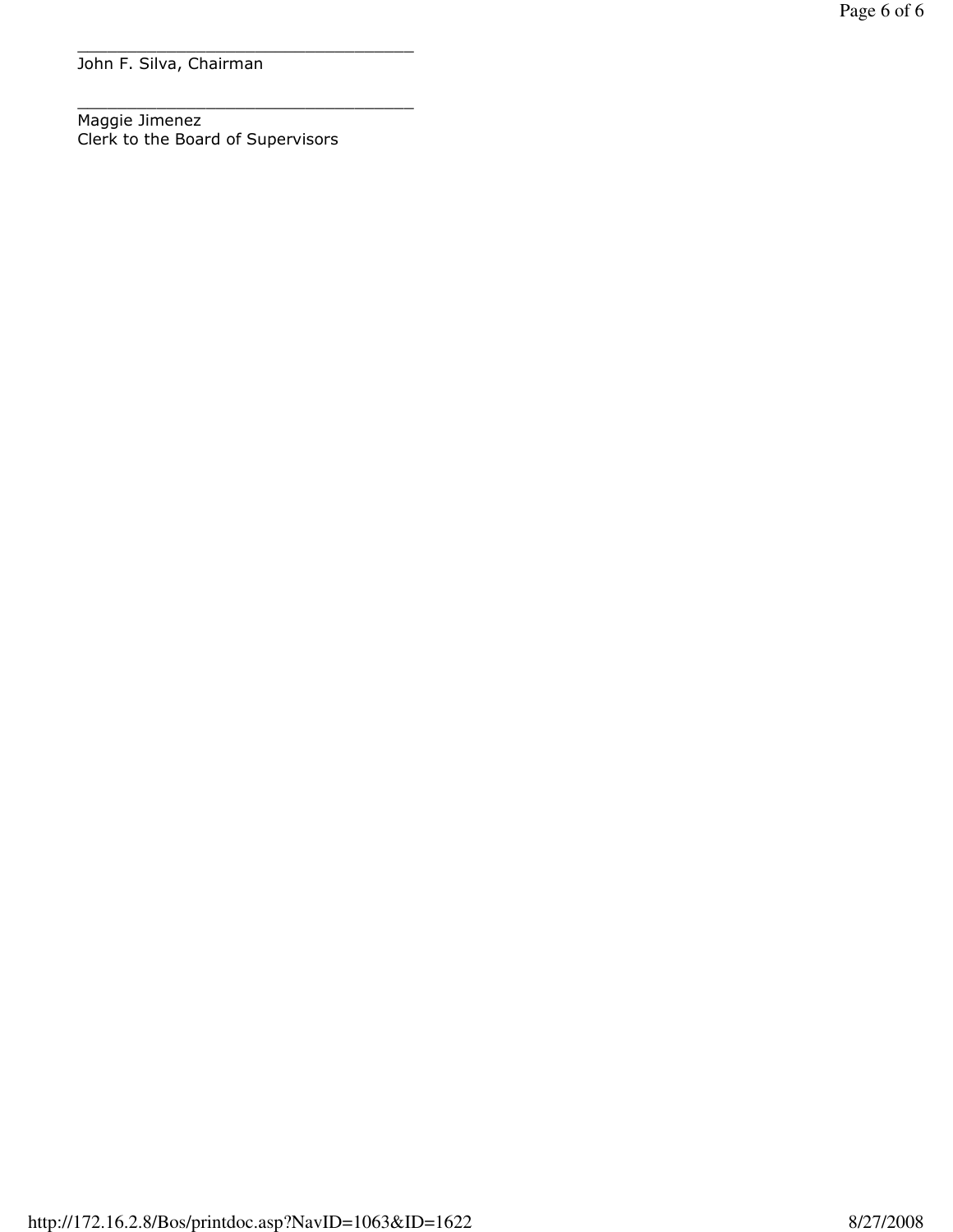___________________________________
John F. Silva, Chairman

___________________________________
Maggie Jimenez
Clerk to the Board of Supervisors